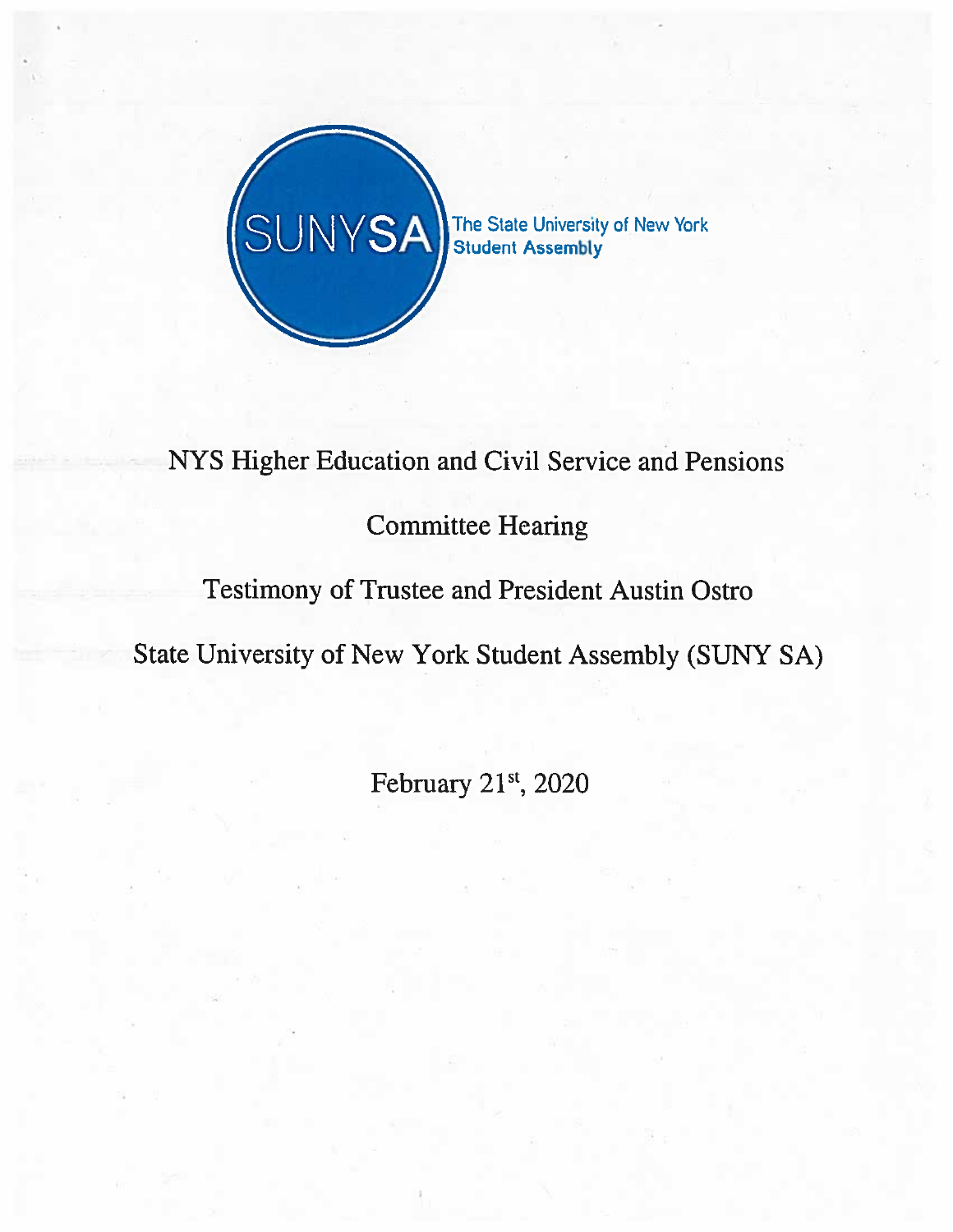SUNYSA

The State University of New York
Student Assembly

# NYS Higher Education and Civil Service and Pensions

# Committee Hearing

## Testimony of Trustee and President Austin Ostro

## State University of New York Student Assembly (SUNY SA)

February 21st, 2020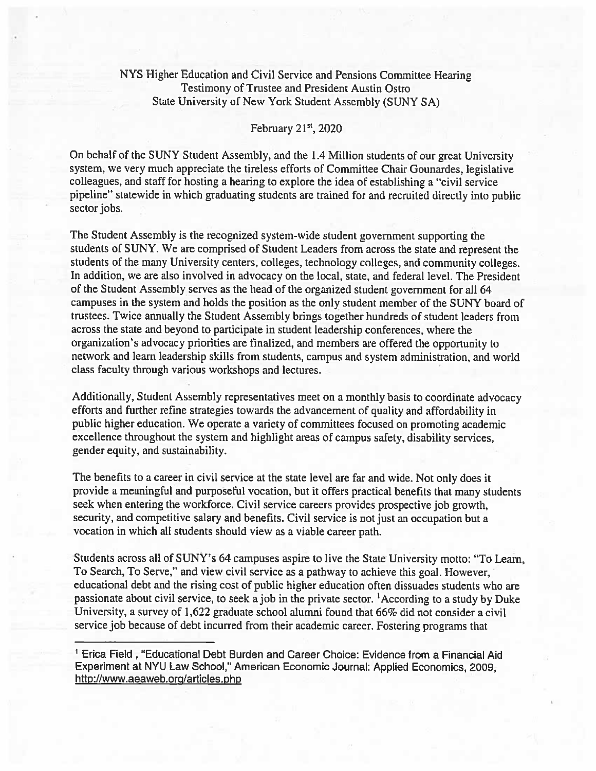NYS Higher Education and Civil Service and Pensions Committee Hearing
Testimony of Trustee and President Austin Ostro
State University of New York Student Assembly (SUNY SA)

February 21st, 2020

On behalf of the SUNY Student Assembly, and the 1.4 Million students of our great University system, we very much appreciate the tireless efforts of Committee Chair Gounardes, legislative colleagues, and staff for hosting a hearing to explore the idea of establishing a "civil service pipeline" statewide in which graduating students are trained for and recruited directly into public sector jobs.

The Student Assembly is the recognized system-wide student government supporting the students of SUNY. We are comprised of Student Leaders from across the state and represent the students of the many University centers, colleges, technology colleges, and community colleges. In addition, we are also involved in advocacy on the local, state, and federal level. The President of the Student Assembly serves as the head of the organized student government for all 64 campuses in the system and holds the position as the only student member of the SUNY board of trustees. Twice annually the Student Assembly brings together hundreds of student leaders from across the state and beyond to participate in student leadership conferences, where the organization's advocacy priorities are finalized, and members are offered the opportunity to network and learn leadership skills from students, campus and system administration, and world class faculty through various workshops and lectures.

Additionally, Student Assembly representatives meet on a monthly basis to coordinate advocacy efforts and further refine strategies towards the advancement of quality and affordability in public higher education. We operate a variety of committees focused on promoting academic excellence throughout the system and highlight areas of campus safety, disability services, gender equity, and sustainability.

The benefits to a career in civil service at the state level are far and wide. Not only does it provide a meaningful and purposeful vocation, but it offers practical benefits that many students seek when entering the workforce. Civil service careers provides prospective job growth, security, and competitive salary and benefits. Civil service is not just an occupation but a vocation in which all students should view as a viable career path.

Students across all of SUNY's 64 campuses aspire to live the State University motto: "To Learn, To Search, To Serve," and view civil service as a pathway to achieve this goal. However, educational debt and the rising cost of public higher education often dissuades students who are passionate about civil service, to seek a job in the private sector. [1]According to a study by Duke University, a survey of 1,622 graduate school alumni found that 66% did not consider a civil service job because of debt incurred from their academic career. Fostering programs that

---

[1] Erica Field , "Educational Debt Burden and Career Choice: Evidence from a Financial Aid Experiment at NYU Law School," American Economic Journal: Applied Economics, 2009, http://www.aeaweb.org/articles.php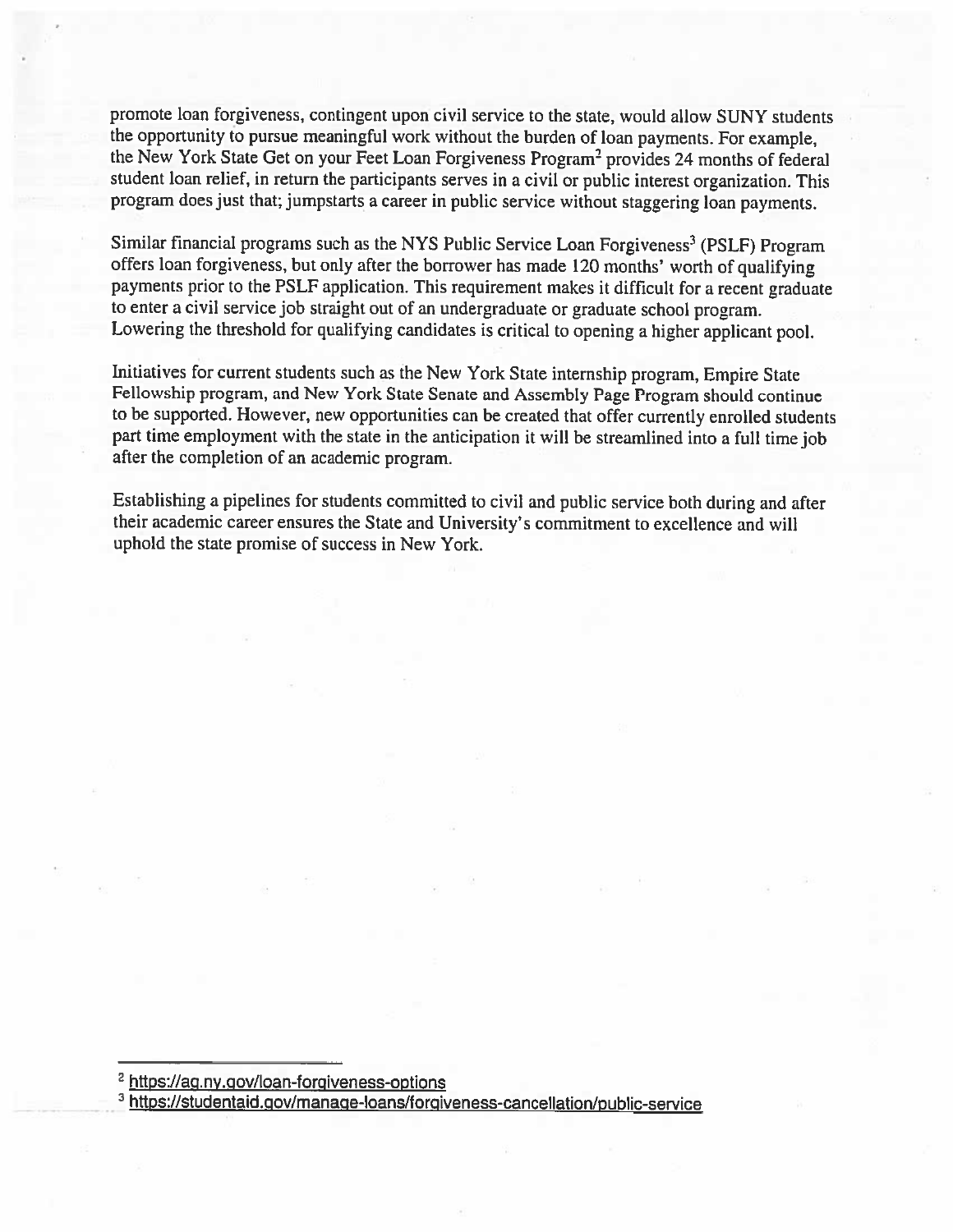promote loan forgiveness, contingent upon civil service to the state, would allow SUNY students the opportunity to pursue meaningful work without the burden of loan payments. For example, the New York State Get on your Feet Loan Forgiveness Program[2] provides 24 months of federal student loan relief, in return the participants serves in a civil or public interest organization. This program does just that; jumpstarts a career in public service without staggering loan payments.

Similar financial programs such as the NYS Public Service Loan Forgiveness[3] (PSLF) Program offers loan forgiveness, but only after the borrower has made 120 months' worth of qualifying payments prior to the PSLF application. This requirement makes it difficult for a recent graduate to enter a civil service job straight out of an undergraduate or graduate school program. Lowering the threshold for qualifying candidates is critical to opening a higher applicant pool.

Initiatives for current students such as the New York State internship program, Empire State Fellowship program, and New York State Senate and Assembly Page Program should continue to be supported. However, new opportunities can be created that offer currently enrolled students part time employment with the state in the anticipation it will be streamlined into a full time job after the completion of an academic program.

Establishing a pipelines for students committed to civil and public service both during and after their academic career ensures the State and University's commitment to excellence and will uphold the state promise of success in New York.

---

[2] https://ag.ny.gov/loan-forgiveness-options

[3] https://studentaid.gov/manage-loans/forgiveness-cancellation/public-service